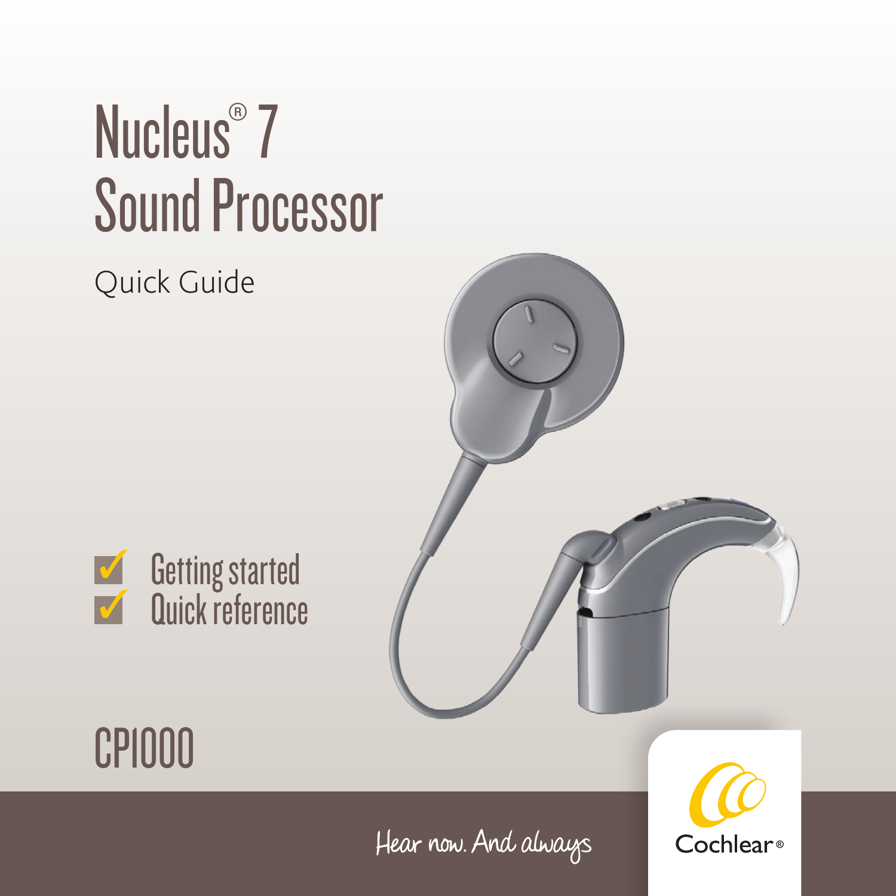# Nucleus® 7 Sound Processor

Quick Guide

- ✓ Getting started
- ✓ Quick reference

CP1000

Hear now. And always

Cochlear®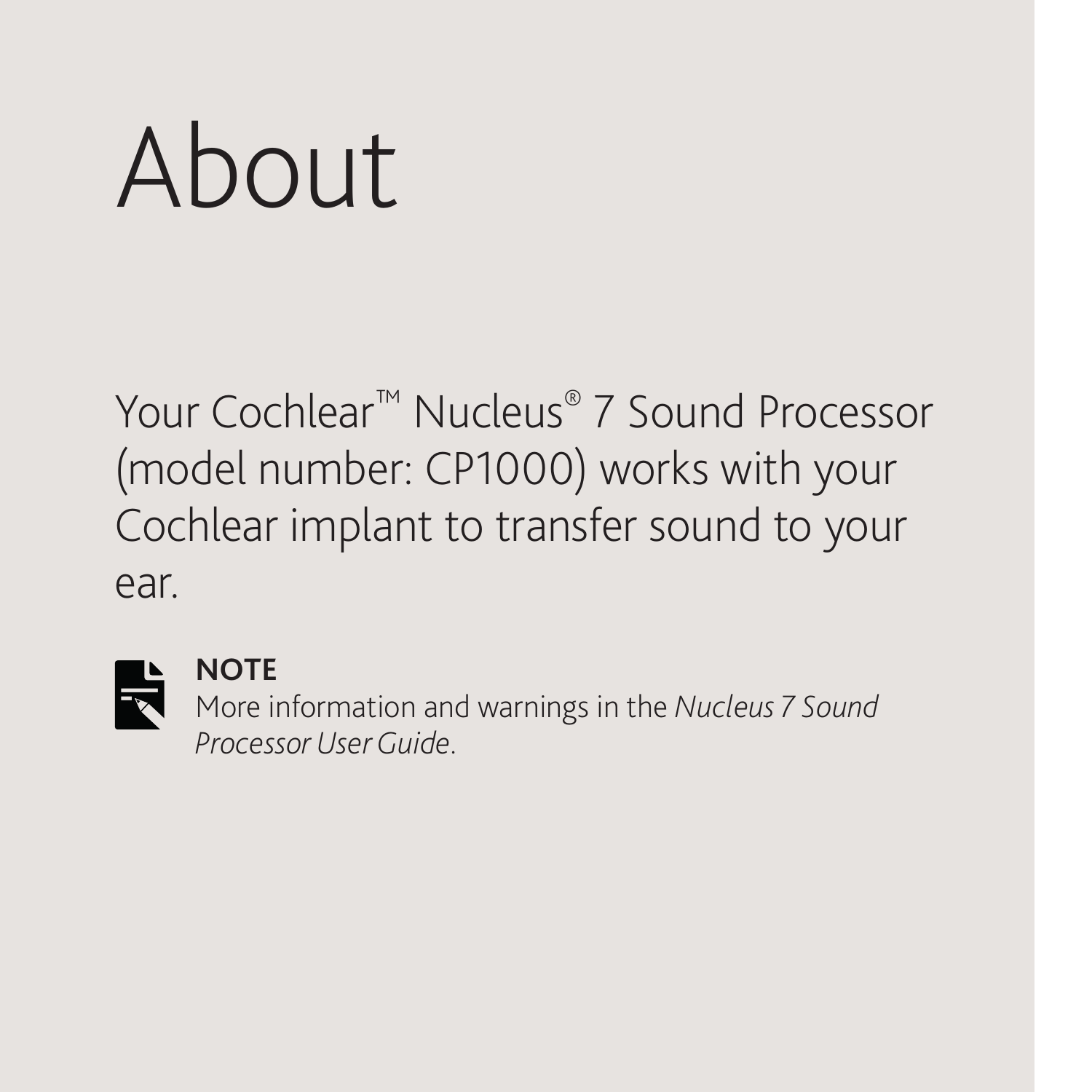# About

Your Cochlear™ Nucleus® 7 Sound Processor (model number: CP1000) works with your Cochlear implant to transfer sound to your ear.

**NOTE**
More information and warnings in the *Nucleus 7 Sound Processor User Guide*.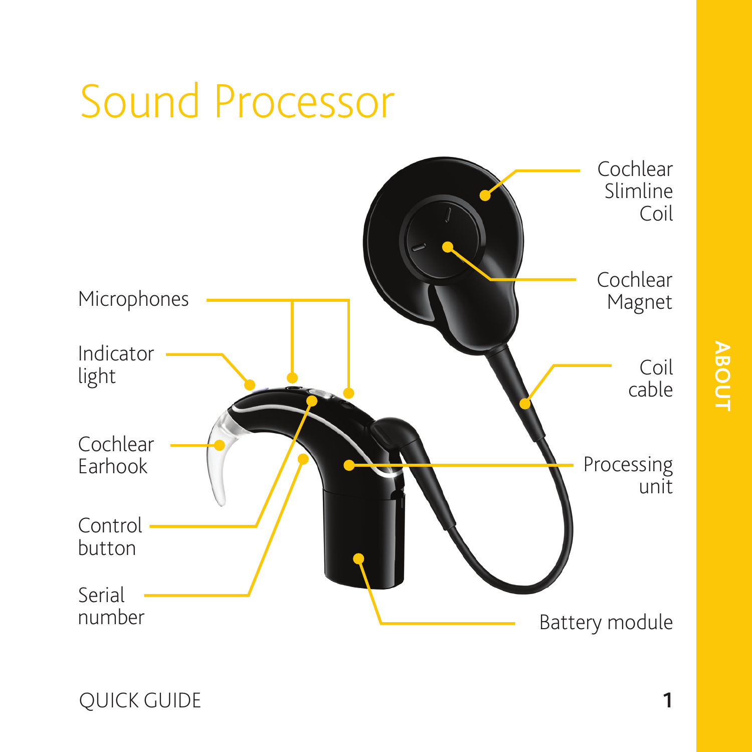# Sound Processor

Microphones

Indicator light

Cochlear Earhook

Control button

Serial number

Cochlear Slimline Coil

Cochlear Magnet

Coil cable

Processing unit

Battery module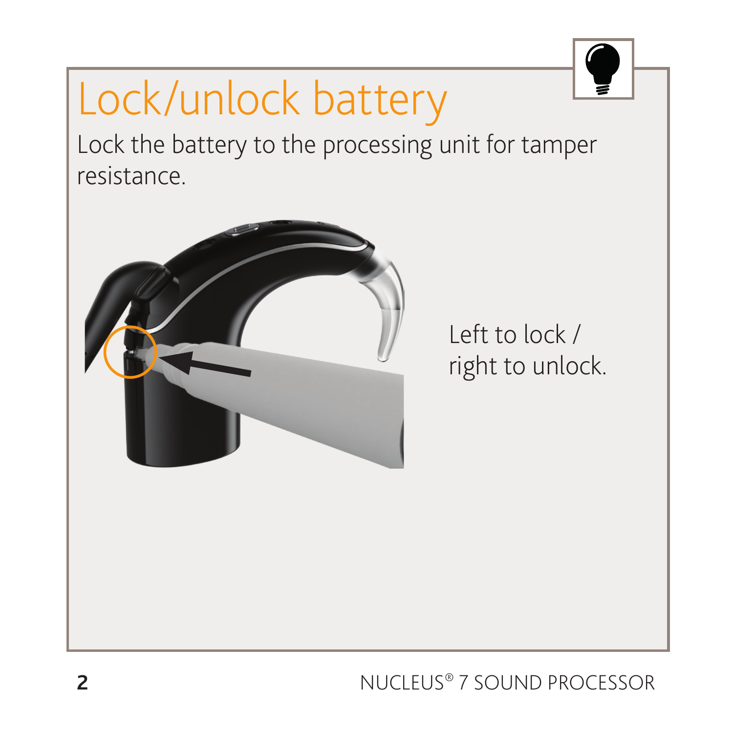# Lock/unlock battery

Lock the battery to the processing unit for tamper resistance.

Left to lock / right to unlock.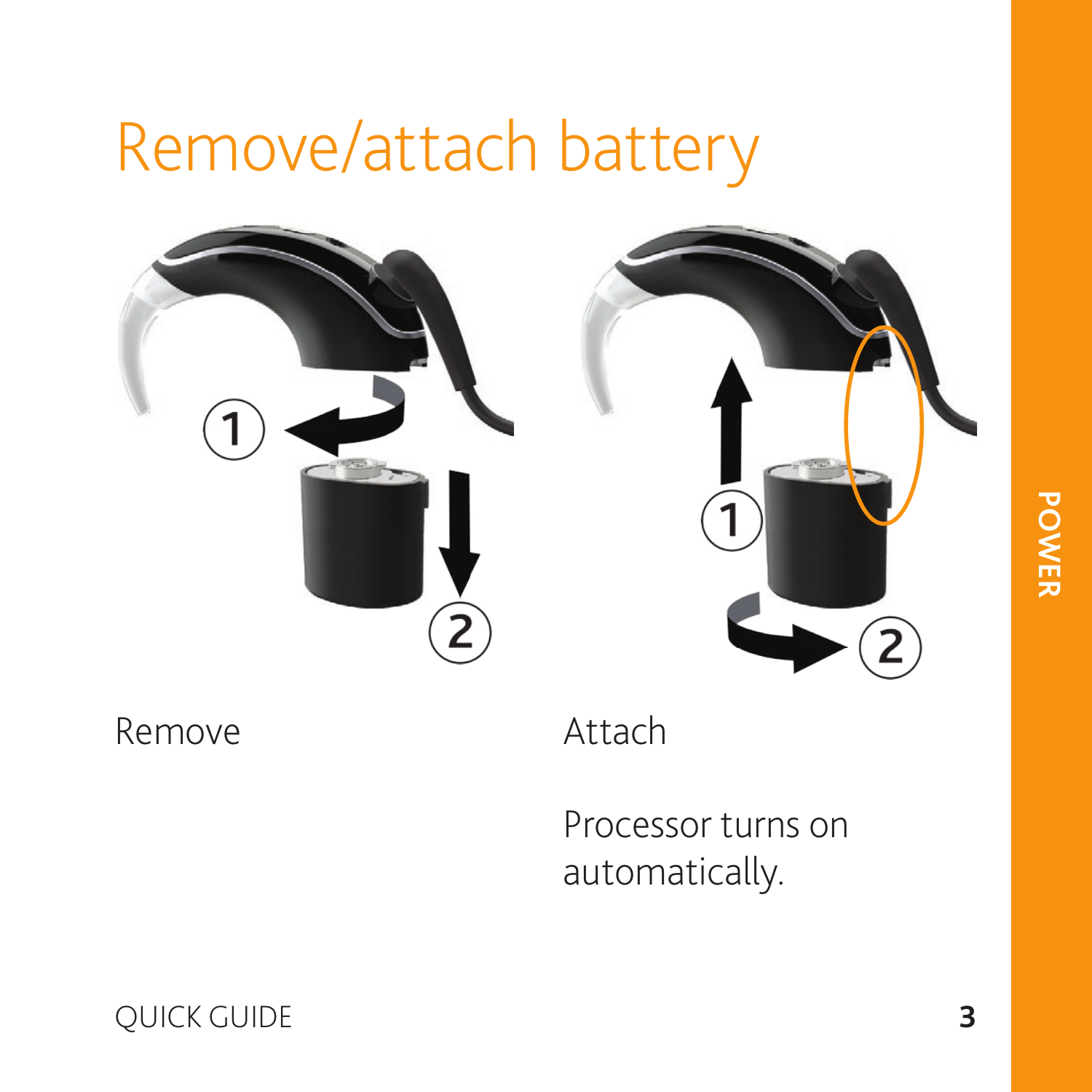# Remove/attach battery

Remove

Attach

Processor turns on automatically.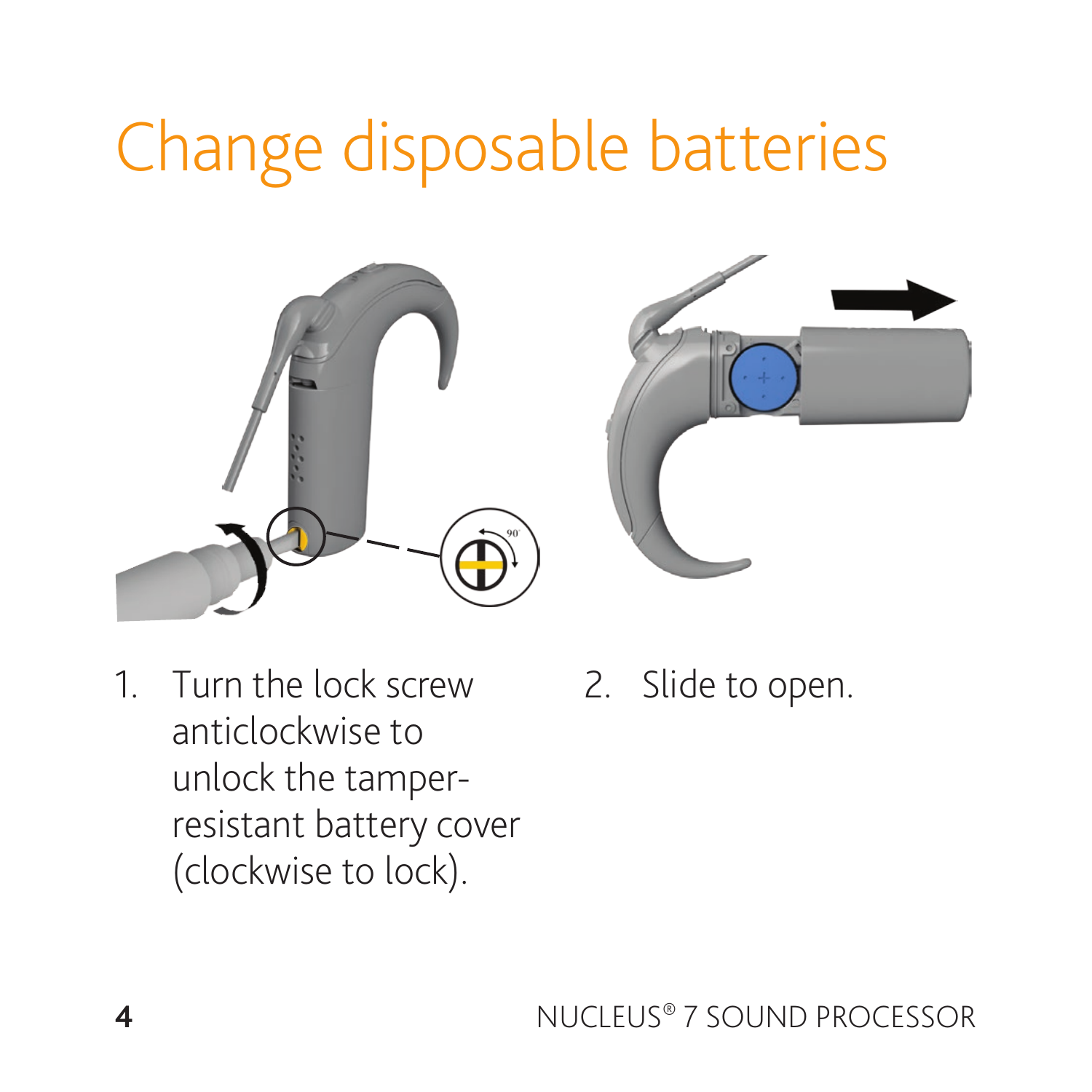# Change disposable batteries

1. Turn the lock screw anticlockwise to unlock the tamper-resistant battery cover (clockwise to lock).

2. Slide to open.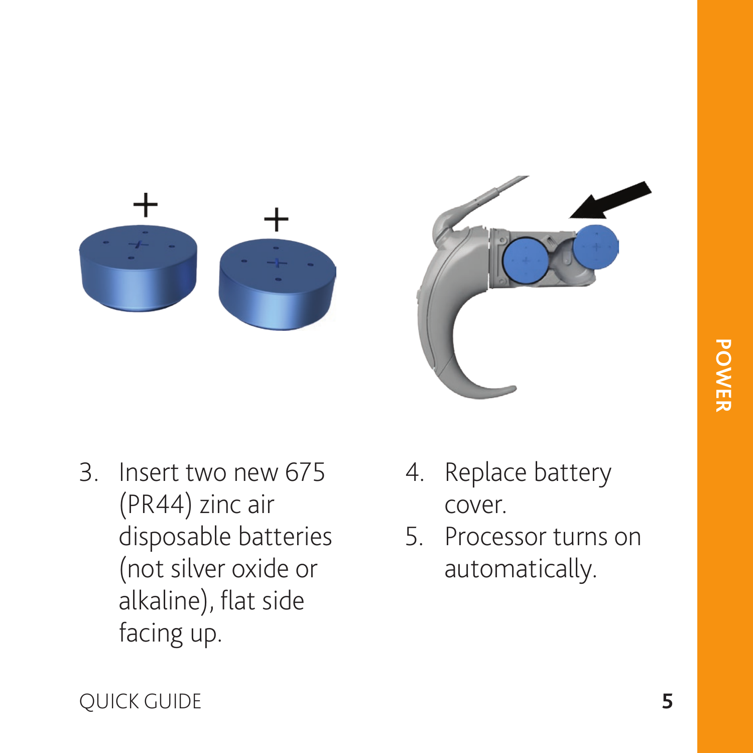3. Insert two new 675 (PR44) zinc air disposable batteries (not silver oxide or alkaline), flat side facing up.
4. Replace battery cover.
5. Processor turns on automatically.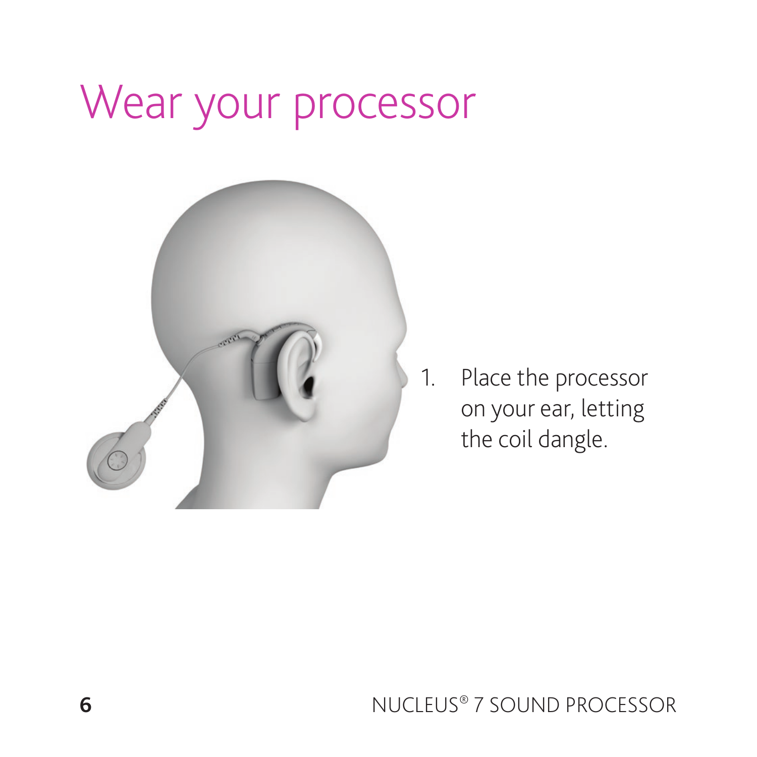# Wear your processor

1. Place the processor on your ear, letting the coil dangle.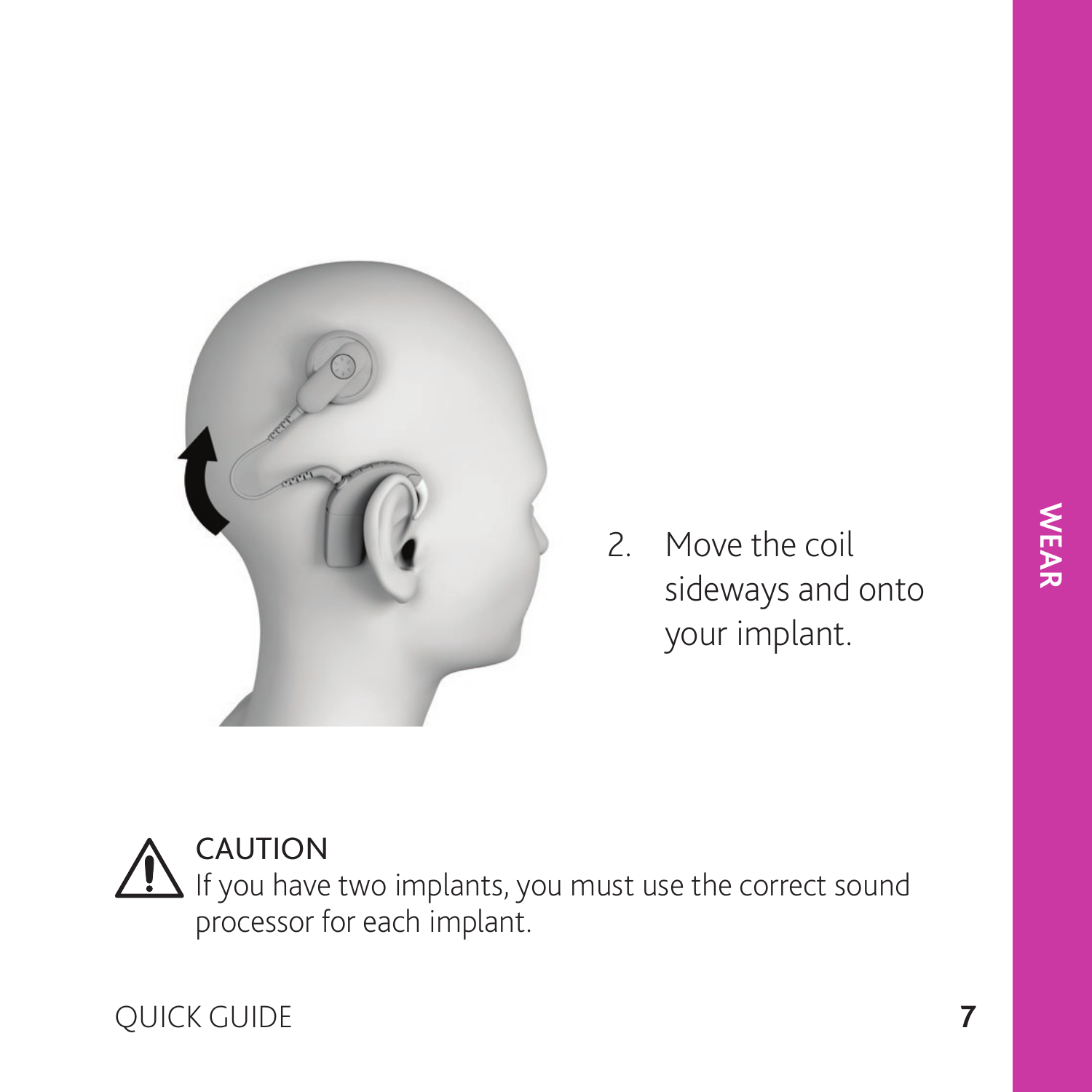2. Move the coil sideways and onto your implant.

**CAUTION**
If you have two implants, you must use the correct sound processor for each implant.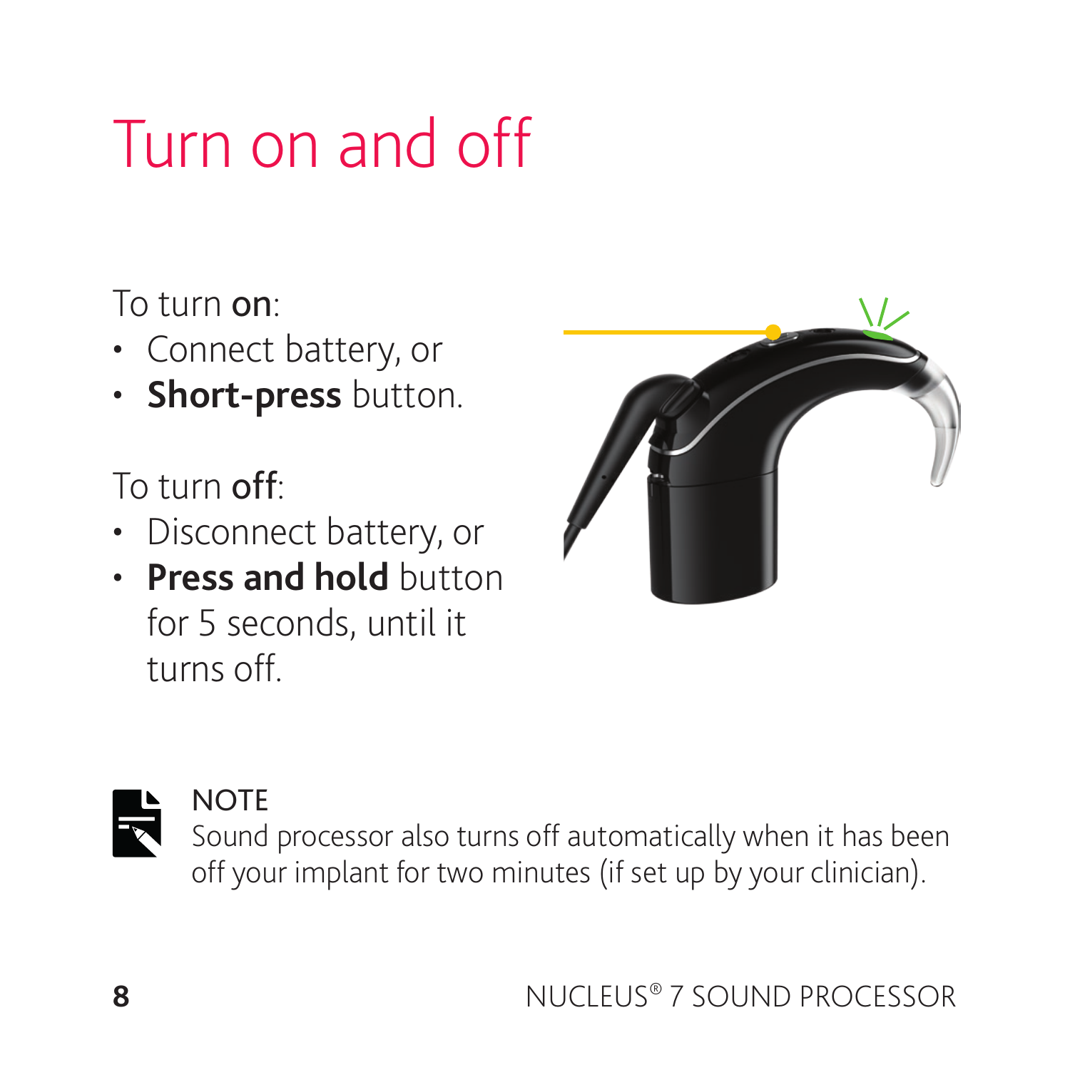# Turn on and off

To turn **on**:

- Connect battery, or
- **Short-press** button.

To turn **off**:

- Disconnect battery, or
- **Press and hold** button for 5 seconds, until it turns off.

NOTE

Sound processor also turns off automatically when it has been off your implant for two minutes (if set up by your clinician).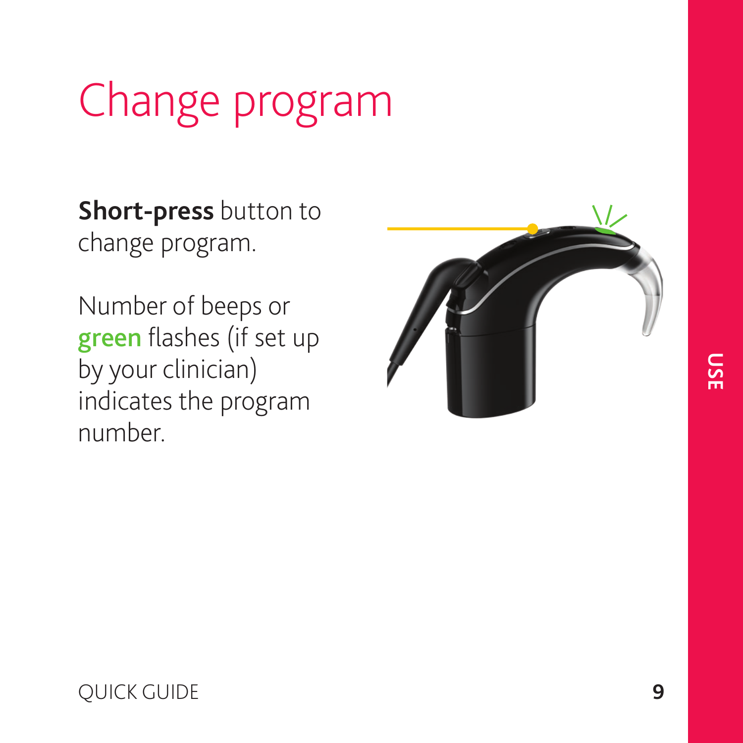# Change program

**Short-press** button to change program.

Number of beeps or **green** flashes (if set up by your clinician) indicates the program number.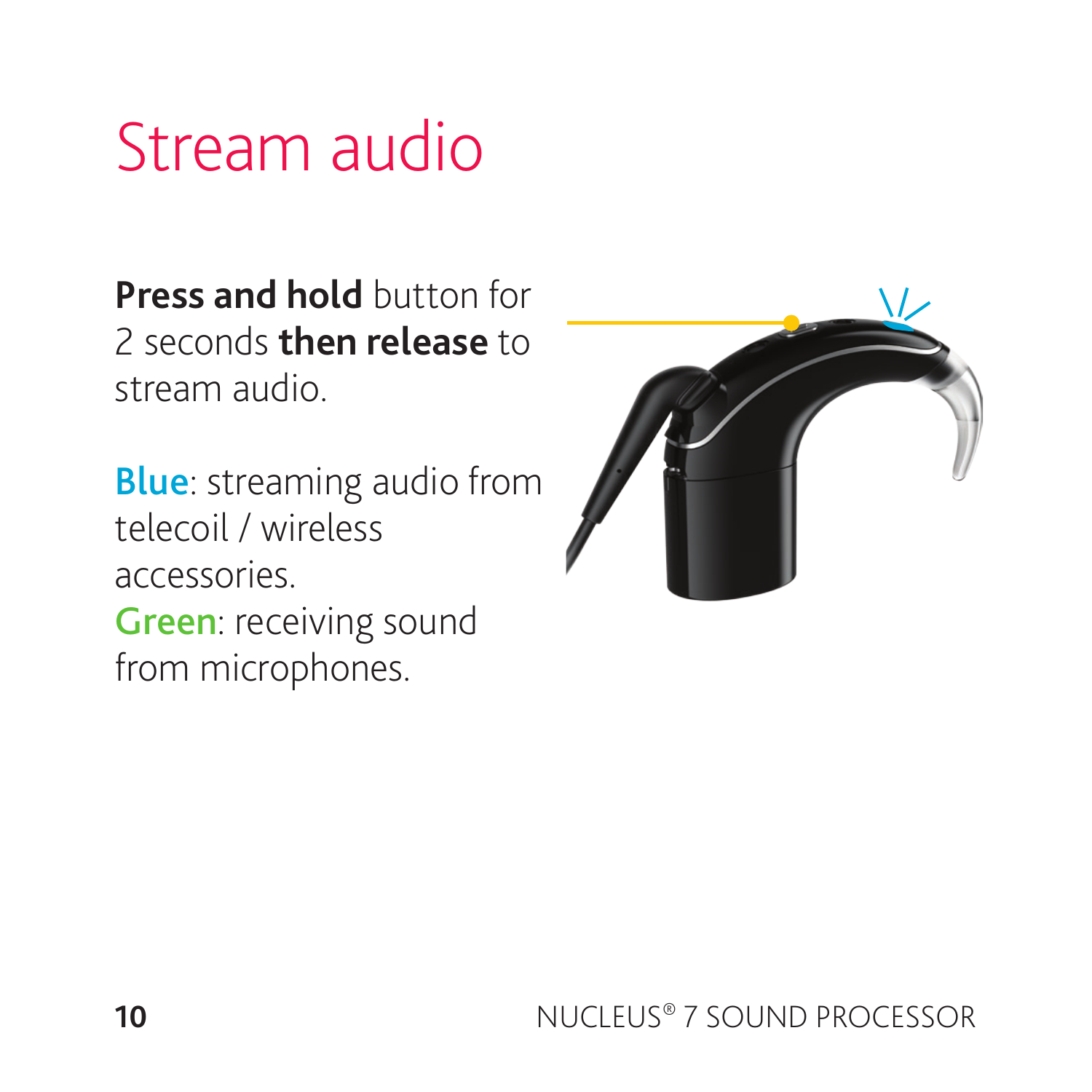# Stream audio

**Press and hold** button for 2 seconds **then release** to stream audio.

**Blue**: streaming audio from telecoil / wireless accessories.
**Green**: receiving sound from microphones.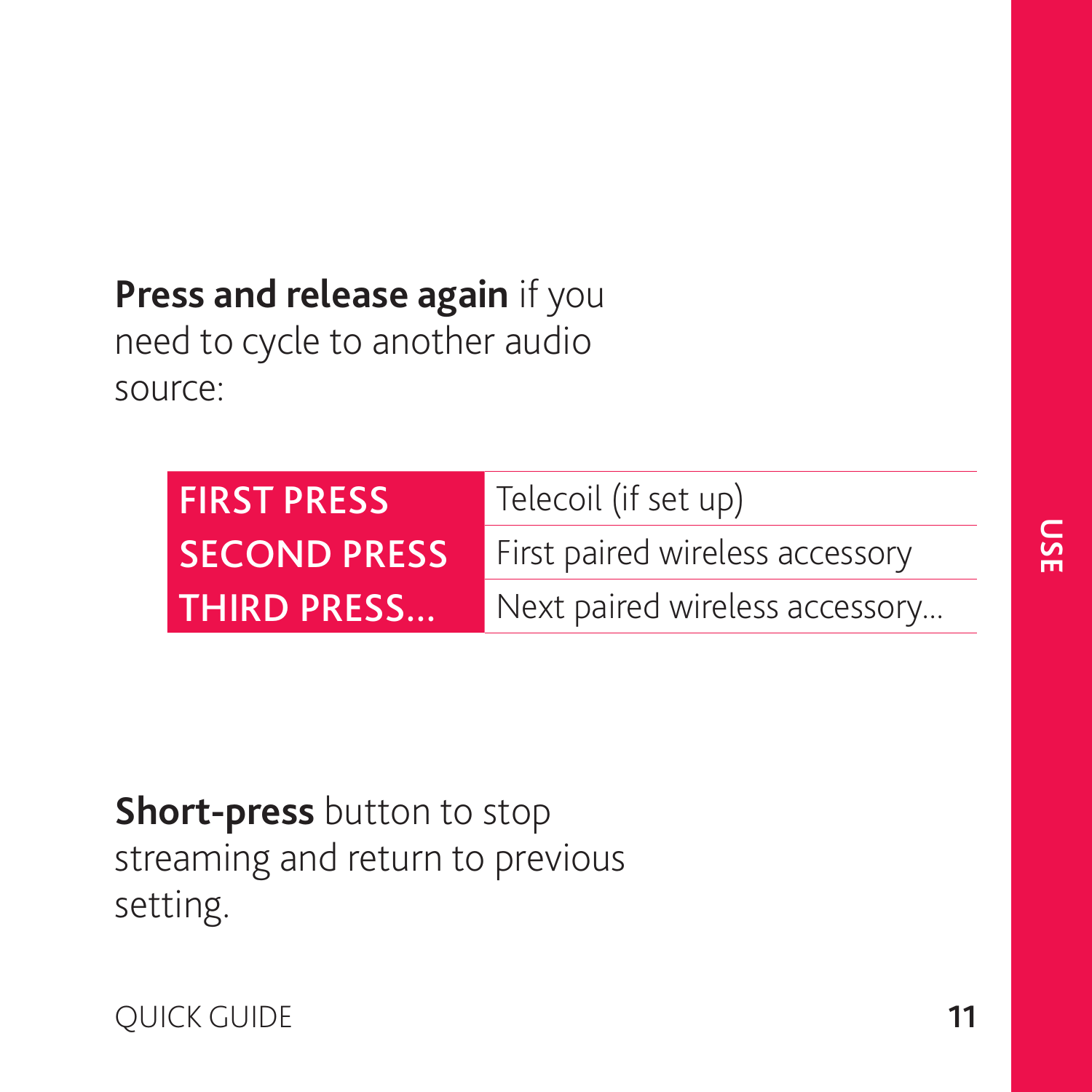**Press and release again** if you need to cycle to another audio source:

| | |
|---|---|
| FIRST PRESS | Telecoil (if set up) |
| SECOND PRESS | First paired wireless accessory |
| THIRD PRESS... | Next paired wireless accessory... |

**Short-press** button to stop streaming and return to previous setting.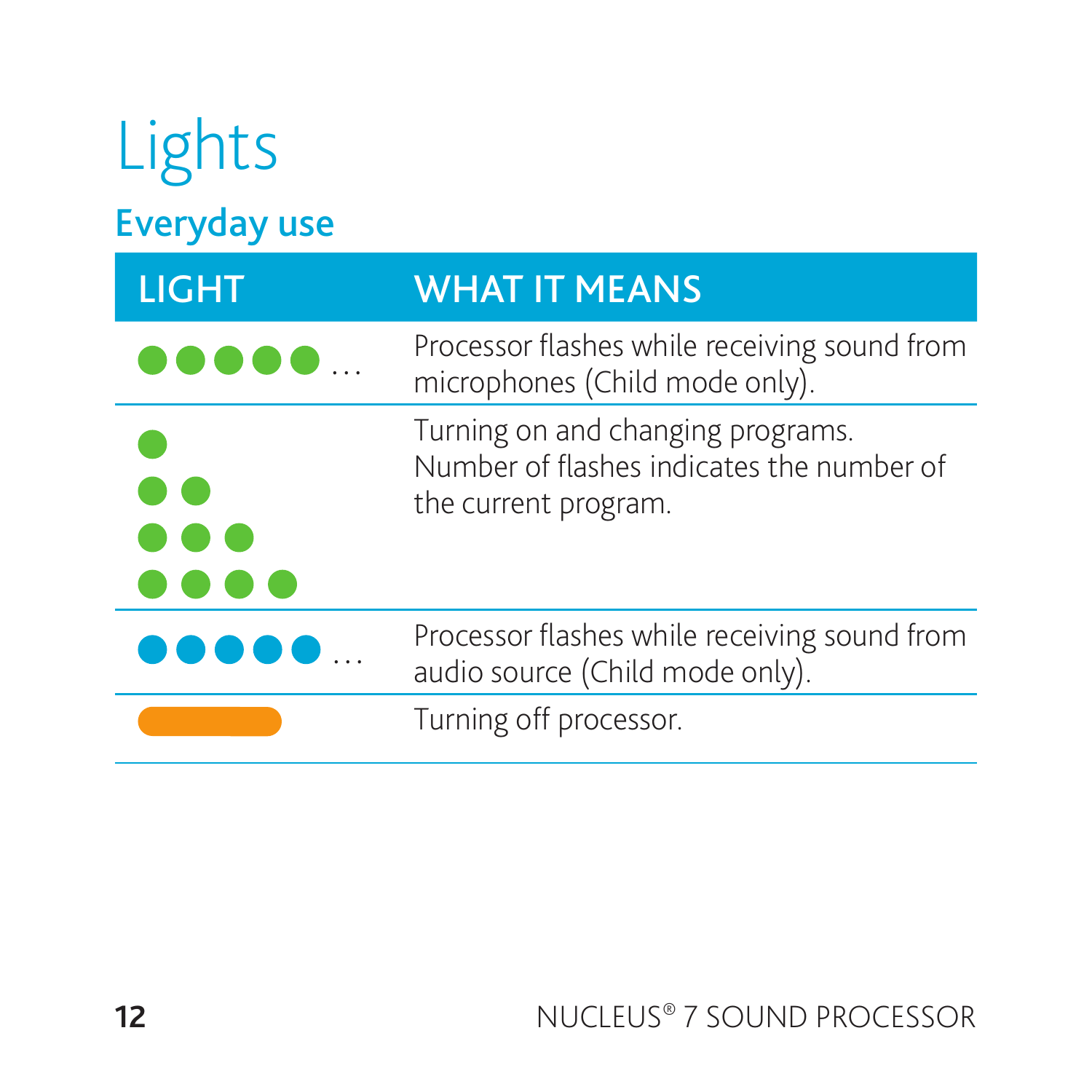# Lights

## Everyday use

| LIGHT | WHAT IT MEANS |
|---|---|
| ●●●●● … (green) | Processor flashes while receiving sound from microphones (Child mode only). |
| ● (green)<br>●● (green)<br>●●● (green)<br>●●●● (green) | Turning on and changing programs. Number of flashes indicates the number of the current program. |
| ●●●●● … (blue) | Processor flashes while receiving sound from audio source (Child mode only). |
| ▬ (orange) | Turning off processor. |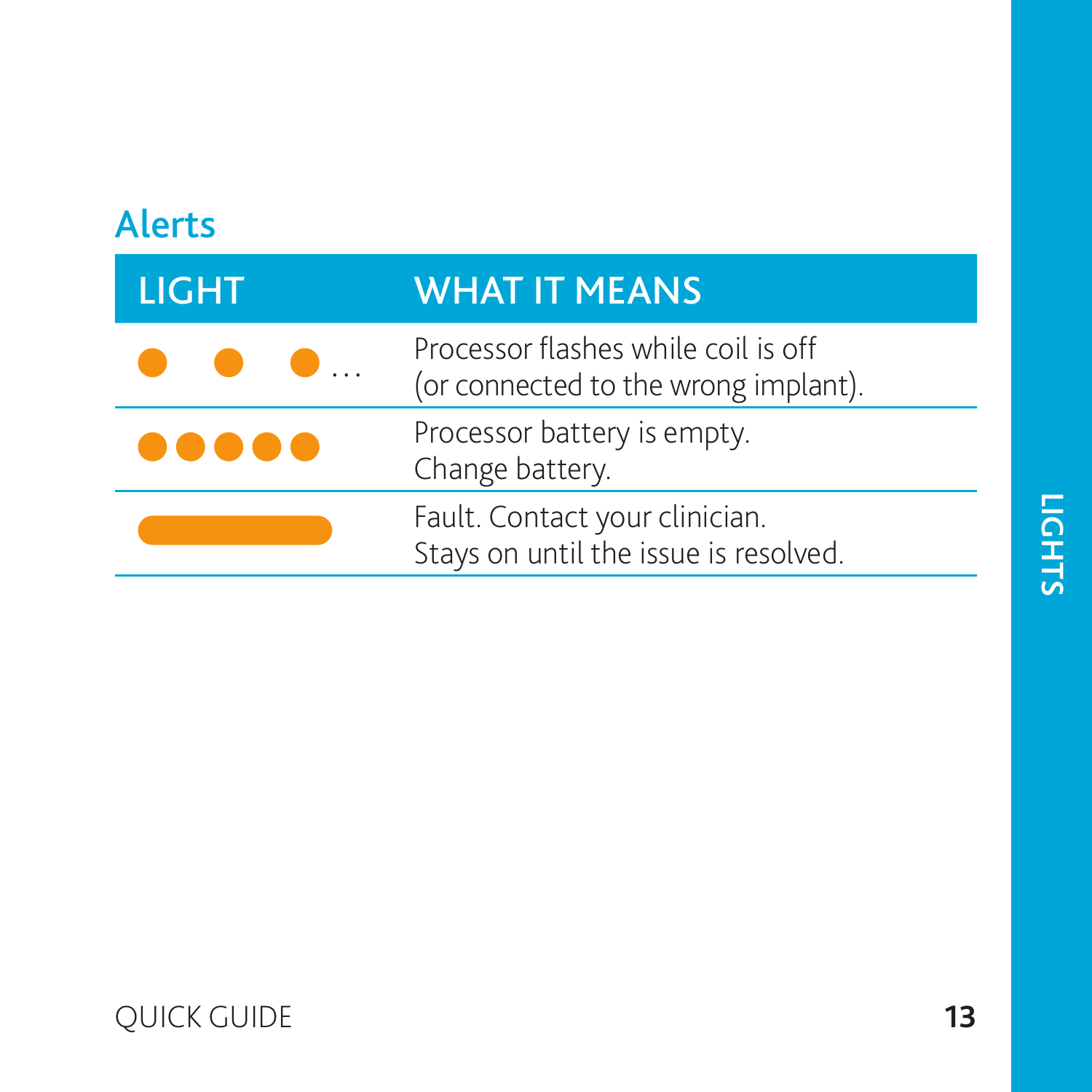## Alerts

| LIGHT | WHAT IT MEANS |
|---|---|
| ● ● ●… | Processor flashes while coil is off (or connected to the wrong implant). |
| ●●●●● | Processor battery is empty. Change battery. |
| ▬▬▬ | Fault. Contact your clinician. Stays on until the issue is resolved. |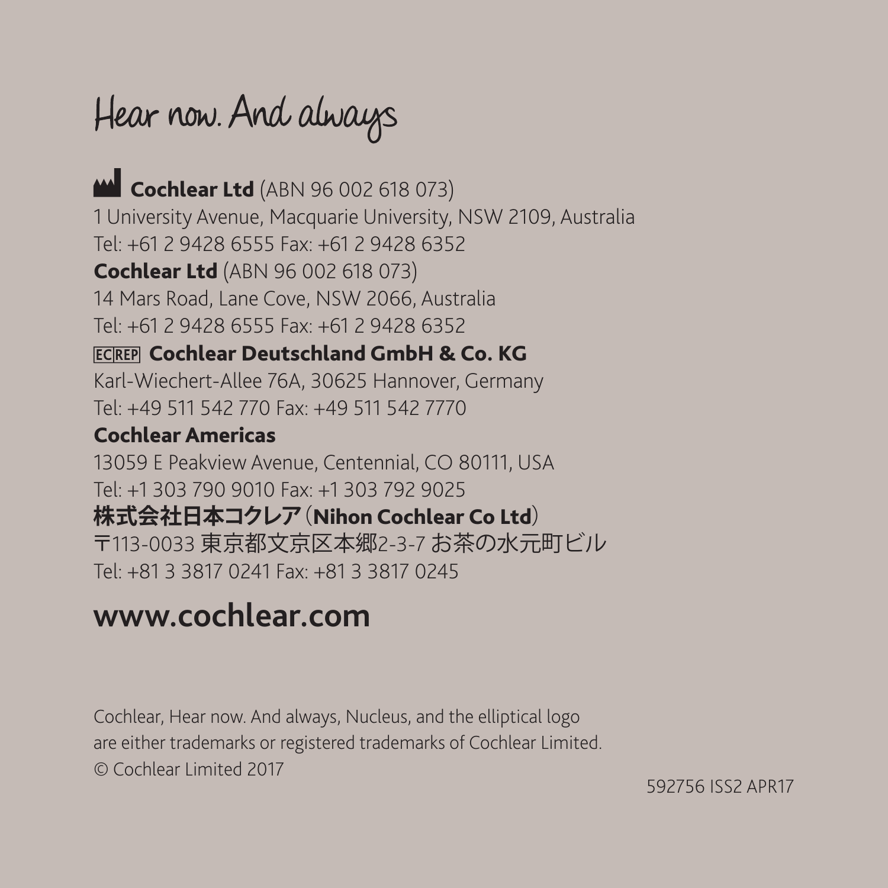Hear now. And always

**Cochlear Ltd** (ABN 96 002 618 073)
1 University Avenue, Macquarie University, NSW 2109, Australia
Tel: +61 2 9428 6555 Fax: +61 2 9428 6352

**Cochlear Ltd** (ABN 96 002 618 073)
14 Mars Road, Lane Cove, NSW 2066, Australia
Tel: +61 2 9428 6555 Fax: +61 2 9428 6352

EC REP **Cochlear Deutschland GmbH & Co. KG**
Karl-Wiechert-Allee 76A, 30625 Hannover, Germany
Tel: +49 511 542 770 Fax: +49 511 542 7770

**Cochlear Americas**
13059 E Peakview Avenue, Centennial, CO 80111, USA
Tel: +1 303 790 9010 Fax: +1 303 792 9025

**株式会社日本コクレア（Nihon Cochlear Co Ltd）**
〒113-0033 東京都文京区本郷2-3-7 お茶の水元町ビル
Tel: +81 3 3817 0241 Fax: +81 3 3817 0245

## www.cochlear.com

Cochlear, Hear now. And always, Nucleus, and the elliptical logo are either trademarks or registered trademarks of Cochlear Limited.
© Cochlear Limited 2017

592756 ISS2 APR17